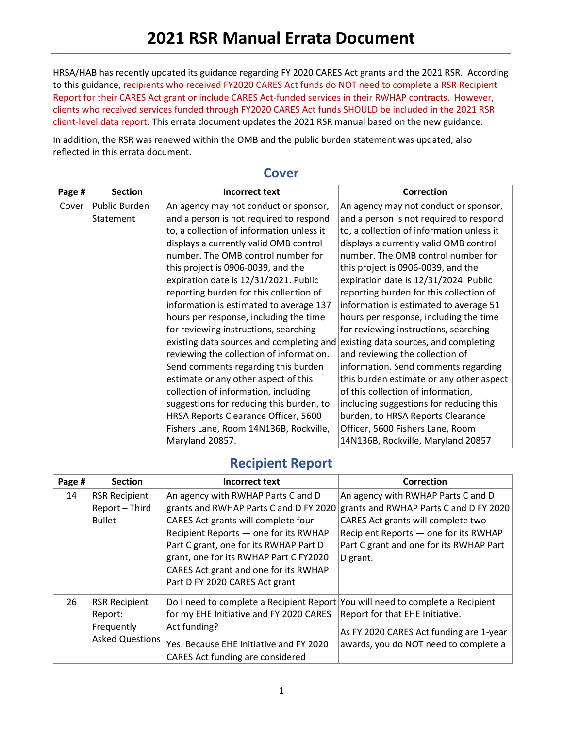# 2021 RSR Manual Errata Document

HRSA/HAB has recently updated its guidance regarding FY 2020 CARES Act grants and the 2021 RSR. According to this guidance, recipients who received FY2020 CARES Act funds do NOT need to complete a RSR Recipient Report for their CARES Act grant or include CARES Act-funded services in their RWHAP contracts. However, clients who received services funded through FY2020 CARES Act funds SHOULD be included in the 2021 RSR client-level data report. This errata document updates the 2021 RSR manual based on the new guidance.

In addition, the RSR was renewed within the OMB and the public burden statement was updated, also reflected in this errata document.

## Cover

| Page # | Section | Incorrect text | Correction |
|---|---|---|---|
| Cover | Public Burden Statement | An agency may not conduct or sponsor, and a person is not required to respond to, a collection of information unless it displays a currently valid OMB control number. The OMB control number for this project is 0906-0039, and the expiration date is 12/31/2021. Public reporting burden for this collection of information is estimated to average 137 hours per response, including the time for reviewing instructions, searching existing data sources and completing and reviewing the collection of information. Send comments regarding this burden estimate or any other aspect of this collection of information, including suggestions for reducing this burden, to HRSA Reports Clearance Officer, 5600 Fishers Lane, Room 14N136B, Rockville, Maryland 20857. | An agency may not conduct or sponsor, and a person is not required to respond to, a collection of information unless it displays a currently valid OMB control number. The OMB control number for this project is 0906-0039, and the expiration date is 12/31/2024. Public reporting burden for this collection of information is estimated to average 51 hours per response, including the time for reviewing instructions, searching existing data sources, and completing and reviewing the collection of information. Send comments regarding this burden estimate or any other aspect of this collection of information, including suggestions for reducing this burden, to HRSA Reports Clearance Officer, 5600 Fishers Lane, Room 14N136B, Rockville, Maryland 20857 |

## Recipient Report

| Page # | Section | Incorrect text | Correction |
|---|---|---|---|
| 14 | RSR Recipient Report – Third Bullet | An agency with RWHAP Parts C and D grants and RWHAP Parts C and D FY 2020 CARES Act grants will complete four Recipient Reports — one for its RWHAP Part C grant, one for its RWHAP Part D grant, one for its RWHAP Part C FY2020 CARES Act grant and one for its RWHAP Part D FY 2020 CARES Act grant | An agency with RWHAP Parts C and D grants and RWHAP Parts C and D FY 2020 CARES Act grants will complete two Recipient Reports — one for its RWHAP Part C grant and one for its RWHAP Part D grant. |
| 26 | RSR Recipient Report: Frequently Asked Questions | Do I need to complete a Recipient Report for my EHE Initiative and FY 2020 CARES Act funding?<br><br>Yes. Because EHE Initiative and FY 2020 CARES Act funding are considered | You will need to complete a Recipient Report for that EHE Initiative.<br><br>As FY 2020 CARES Act funding are 1-year awards, you do NOT need to complete a |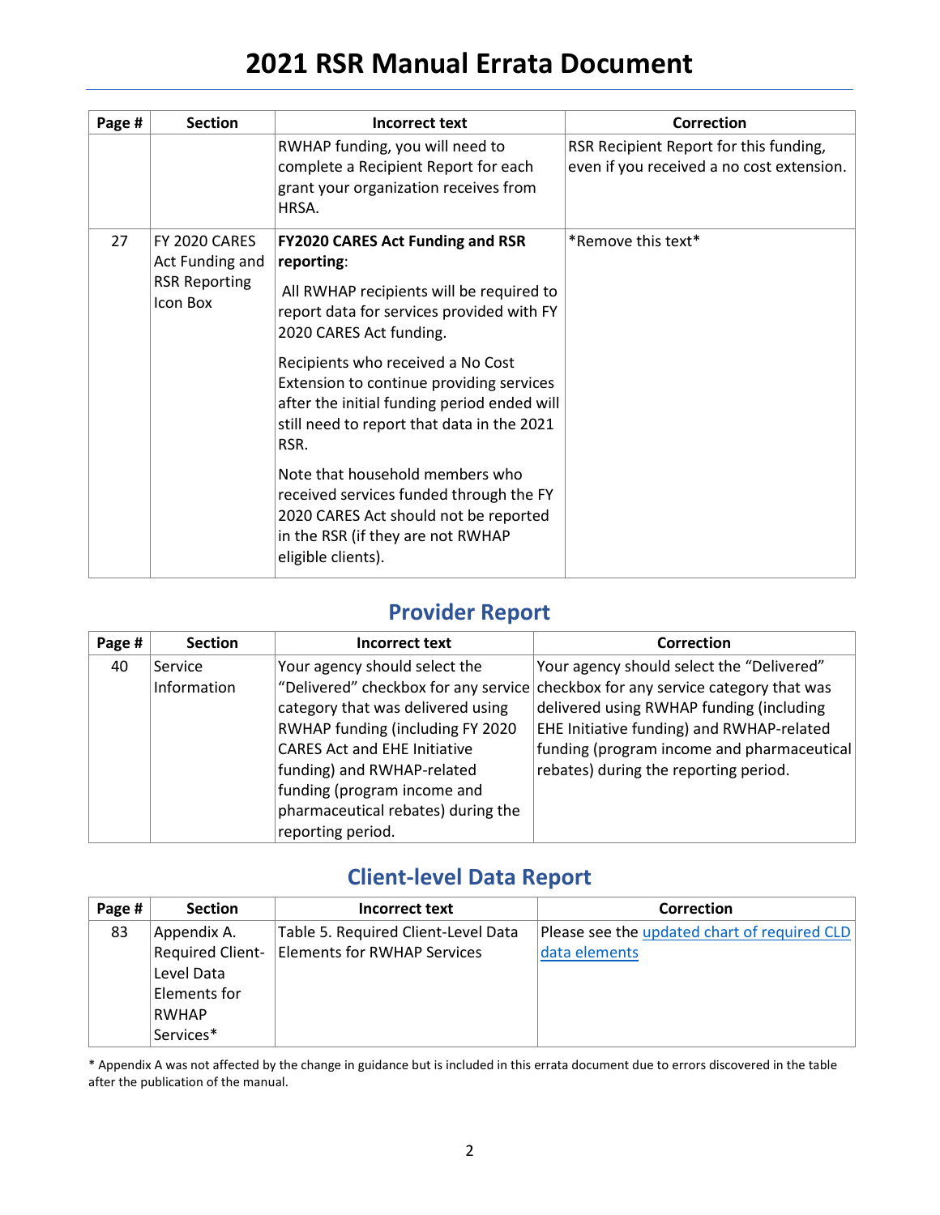# 2021 RSR Manual Errata Document

| Page # | Section | Incorrect text | Correction |
|---|---|---|---|
| | | RWHAP funding, you will need to complete a Recipient Report for each grant your organization receives from HRSA. | RSR Recipient Report for this funding, even if you received a no cost extension. |
| 27 | FY 2020 CARES Act Funding and RSR Reporting Icon Box | **FY2020 CARES Act Funding and RSR reporting**: All RWHAP recipients will be required to report data for services provided with FY 2020 CARES Act funding. Recipients who received a No Cost Extension to continue providing services after the initial funding period ended will still need to report that data in the 2021 RSR. Note that household members who received services funded through the FY 2020 CARES Act should not be reported in the RSR (if they are not RWHAP eligible clients). | *Remove this text* |

## Provider Report

| Page # | Section | Incorrect text | Correction |
|---|---|---|---|
| 40 | Service Information | Your agency should select the "Delivered" checkbox for any service category that was delivered using RWHAP funding (including FY 2020 CARES Act and EHE Initiative funding) and RWHAP-related funding (program income and pharmaceutical rebates) during the reporting period. | Your agency should select the "Delivered" checkbox for any service category that was delivered using RWHAP funding (including EHE Initiative funding) and RWHAP-related funding (program income and pharmaceutical rebates) during the reporting period. |

## Client-level Data Report

| Page # | Section | Incorrect text | Correction |
|---|---|---|---|
| 83 | Appendix A. Required Client-Level Data Elements for RWHAP Services* | Table 5. Required Client-Level Data Elements for RWHAP Services | Please see the updated chart of required CLD data elements |

* Appendix A was not affected by the change in guidance but is included in this errata document due to errors discovered in the table after the publication of the manual.